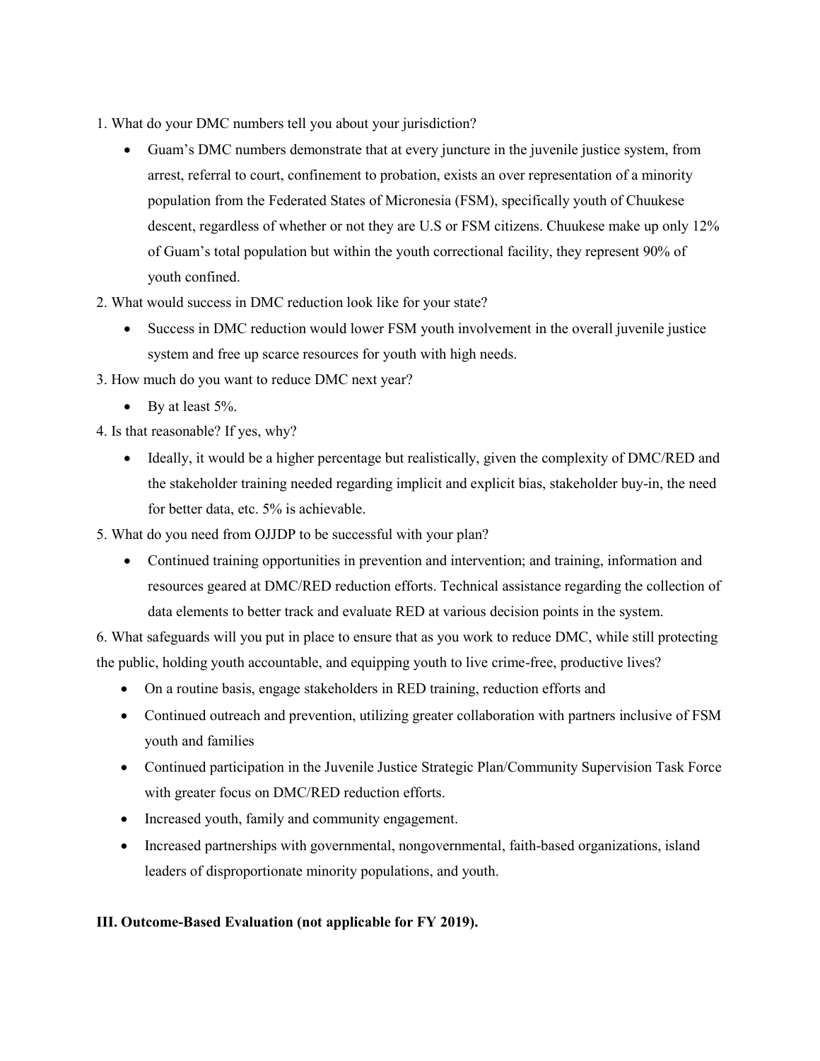1. What do your DMC numbers tell you about your jurisdiction?

- Guam's DMC numbers demonstrate that at every juncture in the juvenile justice system, from arrest, referral to court, confinement to probation, exists an over representation of a minority population from the Federated States of Micronesia (FSM), specifically youth of Chuukese descent, regardless of whether or not they are U.S or FSM citizens. Chuukese make up only 12% of Guam's total population but within the youth correctional facility, they represent 90% of youth confined.

2. What would success in DMC reduction look like for your state?

- Success in DMC reduction would lower FSM youth involvement in the overall juvenile justice system and free up scarce resources for youth with high needs.

3. How much do you want to reduce DMC next year?

- By at least 5%.

4. Is that reasonable? If yes, why?

- Ideally, it would be a higher percentage but realistically, given the complexity of DMC/RED and the stakeholder training needed regarding implicit and explicit bias, stakeholder buy-in, the need for better data, etc. 5% is achievable.

5. What do you need from OJJDP to be successful with your plan?

- Continued training opportunities in prevention and intervention; and training, information and resources geared at DMC/RED reduction efforts. Technical assistance regarding the collection of data elements to better track and evaluate RED at various decision points in the system.

6. What safeguards will you put in place to ensure that as you work to reduce DMC, while still protecting the public, holding youth accountable, and equipping youth to live crime-free, productive lives?

- On a routine basis, engage stakeholders in RED training, reduction efforts and
- Continued outreach and prevention, utilizing greater collaboration with partners inclusive of FSM youth and families
- Continued participation in the Juvenile Justice Strategic Plan/Community Supervision Task Force with greater focus on DMC/RED reduction efforts.
- Increased youth, family and community engagement.
- Increased partnerships with governmental, nongovernmental, faith-based organizations, island leaders of disproportionate minority populations, and youth.

**III. Outcome-Based Evaluation (not applicable for FY 2019).**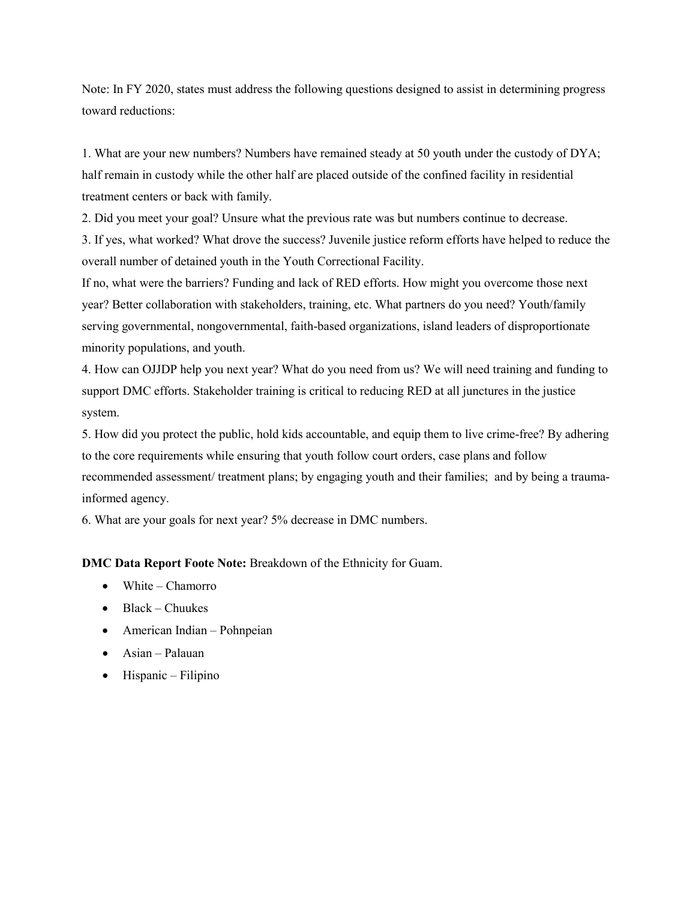Note: In FY 2020, states must address the following questions designed to assist in determining progress toward reductions:

1. What are your new numbers? Numbers have remained steady at 50 youth under the custody of DYA; half remain in custody while the other half are placed outside of the confined facility in residential treatment centers or back with family.
2. Did you meet your goal? Unsure what the previous rate was but numbers continue to decrease.
3. If yes, what worked? What drove the success? Juvenile justice reform efforts have helped to reduce the overall number of detained youth in the Youth Correctional Facility.
If no, what were the barriers? Funding and lack of RED efforts. How might you overcome those next year? Better collaboration with stakeholders, training, etc. What partners do you need? Youth/family serving governmental, nongovernmental, faith-based organizations, island leaders of disproportionate minority populations, and youth.
4. How can OJJDP help you next year? What do you need from us? We will need training and funding to support DMC efforts. Stakeholder training is critical to reducing RED at all junctures in the justice system.
5. How did you protect the public, hold kids accountable, and equip them to live crime-free? By adhering to the core requirements while ensuring that youth follow court orders, case plans and follow recommended assessment/ treatment plans; by engaging youth and their families; and by being a trauma-informed agency.
6. What are your goals for next year? 5% decrease in DMC numbers.

**DMC Data Report Foote Note:** Breakdown of the Ethnicity for Guam.

- White – Chamorro
- Black – Chuukes
- American Indian – Pohnpeian
- Asian – Palauan
- Hispanic – Filipino